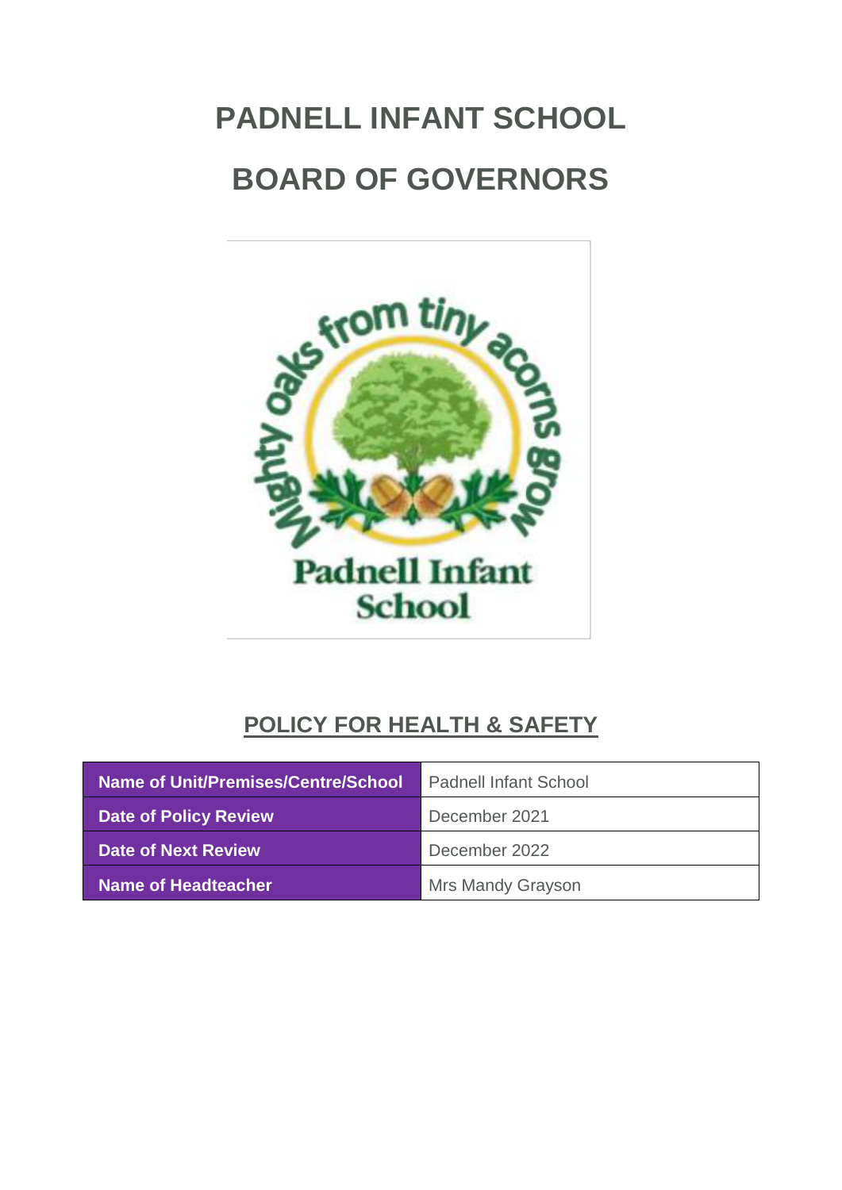# PADNELL INFANT SCHOOL

# BOARD OF GOVERNORS

## POLICY FOR HEALTH & SAFETY

| Name of Unit/Premises/Centre/School | Padnell Infant School |
|---|---|
| Date of Policy Review | December 2021 |
| Date of Next Review | December 2022 |
| Name of Headteacher | Mrs Mandy Grayson |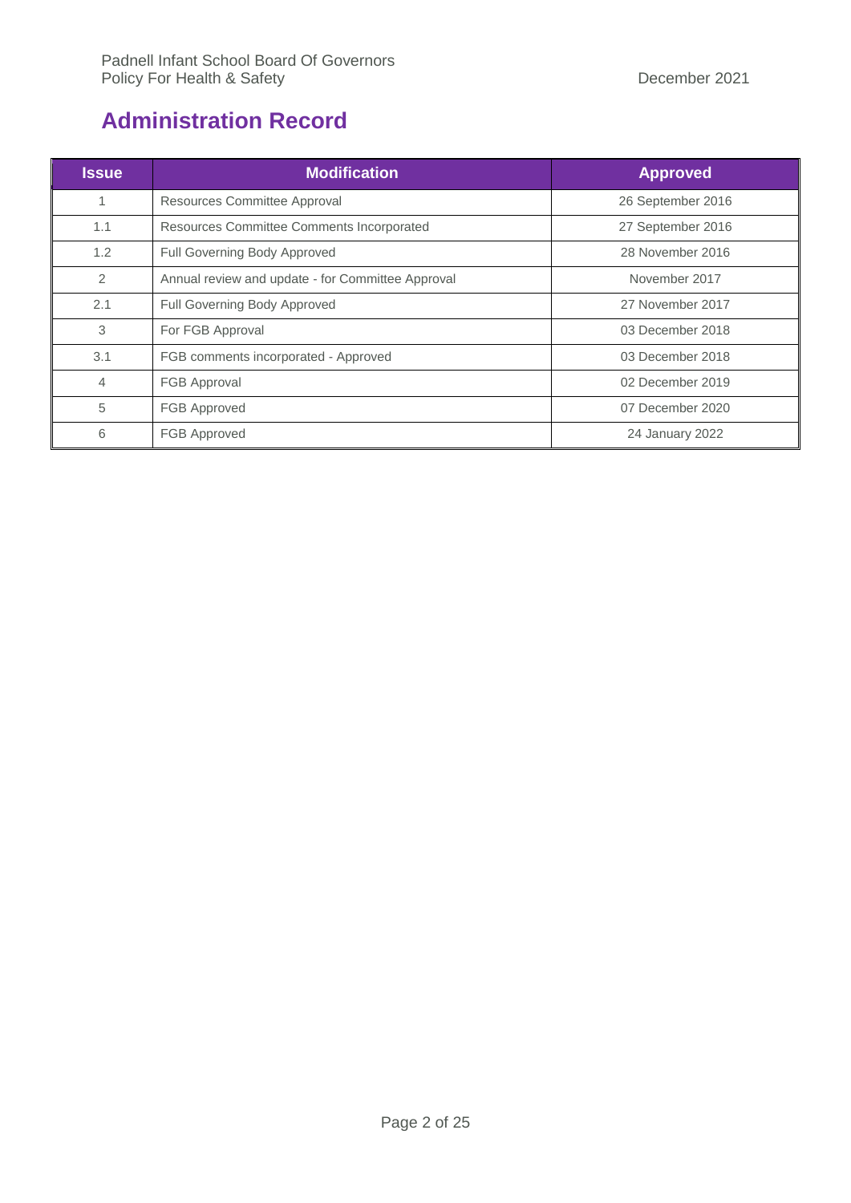## Administration Record

| Issue | Modification | Approved |
|---|---|---|
| 1 | Resources Committee Approval | 26 September 2016 |
| 1.1 | Resources Committee Comments Incorporated | 27 September 2016 |
| 1.2 | Full Governing Body Approved | 28 November 2016 |
| 2 | Annual review and update - for Committee Approval | November 2017 |
| 2.1 | Full Governing Body Approved | 27 November 2017 |
| 3 | For FGB Approval | 03 December 2018 |
| 3.1 | FGB comments incorporated - Approved | 03 December 2018 |
| 4 | FGB Approval | 02 December 2019 |
| 5 | FGB Approved | 07 December 2020 |
| 6 | FGB Approved | 24 January 2022 |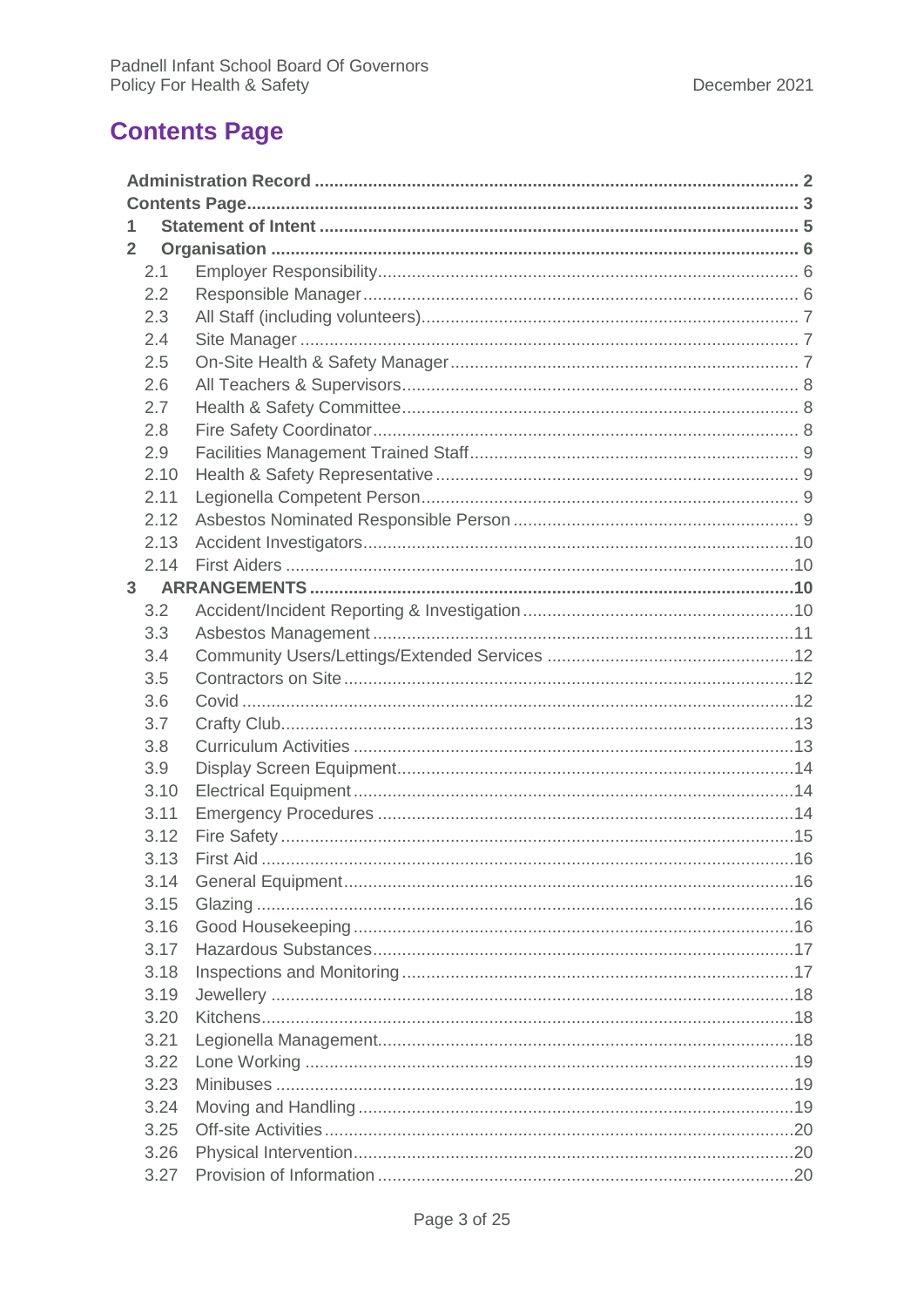## Contents Page

**Administration Record** ........ **2**
**Contents Page** ........ **3**
**1 Statement of Intent** ........ **5**
**2 Organisation** ........ **6**
- 2.1 Employer Responsibility ........ 6
- 2.2 Responsible Manager ........ 6
- 2.3 All Staff (including volunteers) ........ 7
- 2.4 Site Manager ........ 7
- 2.5 On-Site Health & Safety Manager ........ 7
- 2.6 All Teachers & Supervisors ........ 8
- 2.7 Health & Safety Committee ........ 8
- 2.8 Fire Safety Coordinator ........ 8
- 2.9 Facilities Management Trained Staff ........ 9
- 2.10 Health & Safety Representative ........ 9
- 2.11 Legionella Competent Person ........ 9
- 2.12 Asbestos Nominated Responsible Person ........ 9
- 2.13 Accident Investigators ........ 10
- 2.14 First Aiders ........ 10

**3 ARRANGEMENTS** ........ **10**
- 3.2 Accident/Incident Reporting & Investigation ........ 10
- 3.3 Asbestos Management ........ 11
- 3.4 Community Users/Lettings/Extended Services ........ 12
- 3.5 Contractors on Site ........ 12
- 3.6 Covid ........ 12
- 3.7 Crafty Club ........ 13
- 3.8 Curriculum Activities ........ 13
- 3.9 Display Screen Equipment ........ 14
- 3.10 Electrical Equipment ........ 14
- 3.11 Emergency Procedures ........ 14
- 3.12 Fire Safety ........ 15
- 3.13 First Aid ........ 16
- 3.14 General Equipment ........ 16
- 3.15 Glazing ........ 16
- 3.16 Good Housekeeping ........ 16
- 3.17 Hazardous Substances ........ 17
- 3.18 Inspections and Monitoring ........ 17
- 3.19 Jewellery ........ 18
- 3.20 Kitchens ........ 18
- 3.21 Legionella Management ........ 18
- 3.22 Lone Working ........ 19
- 3.23 Minibuses ........ 19
- 3.24 Moving and Handling ........ 19
- 3.25 Off-site Activities ........ 20
- 3.26 Physical Intervention ........ 20
- 3.27 Provision of Information ........ 20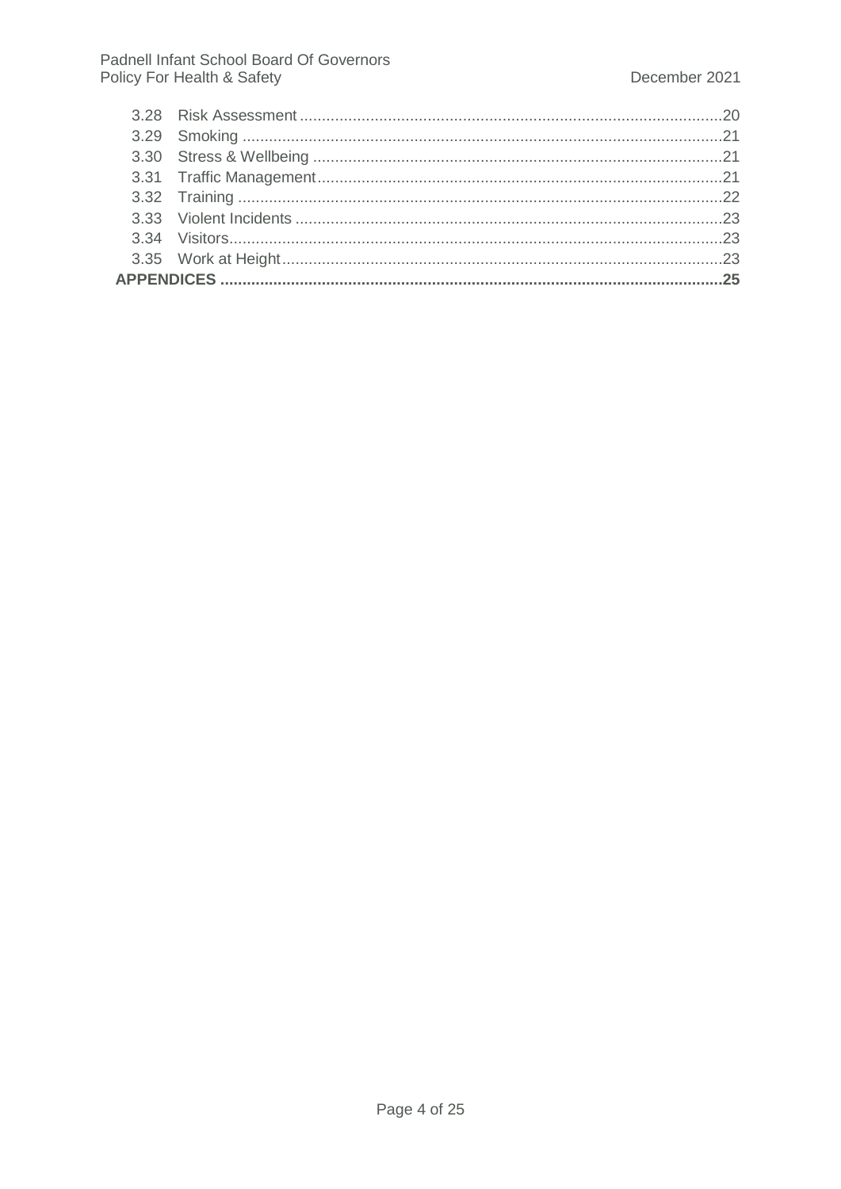3.28 Risk Assessment ....................................................................................................20
3.29 Smoking ....................................................................................................21
3.30 Stress & Wellbeing ....................................................................................................21
3.31 Traffic Management ....................................................................................................21
3.32 Training ....................................................................................................22
3.33 Violent Incidents ....................................................................................................23
3.34 Visitors ....................................................................................................23
3.35 Work at Height ....................................................................................................23
**APPENDICES ....................................................................................................25**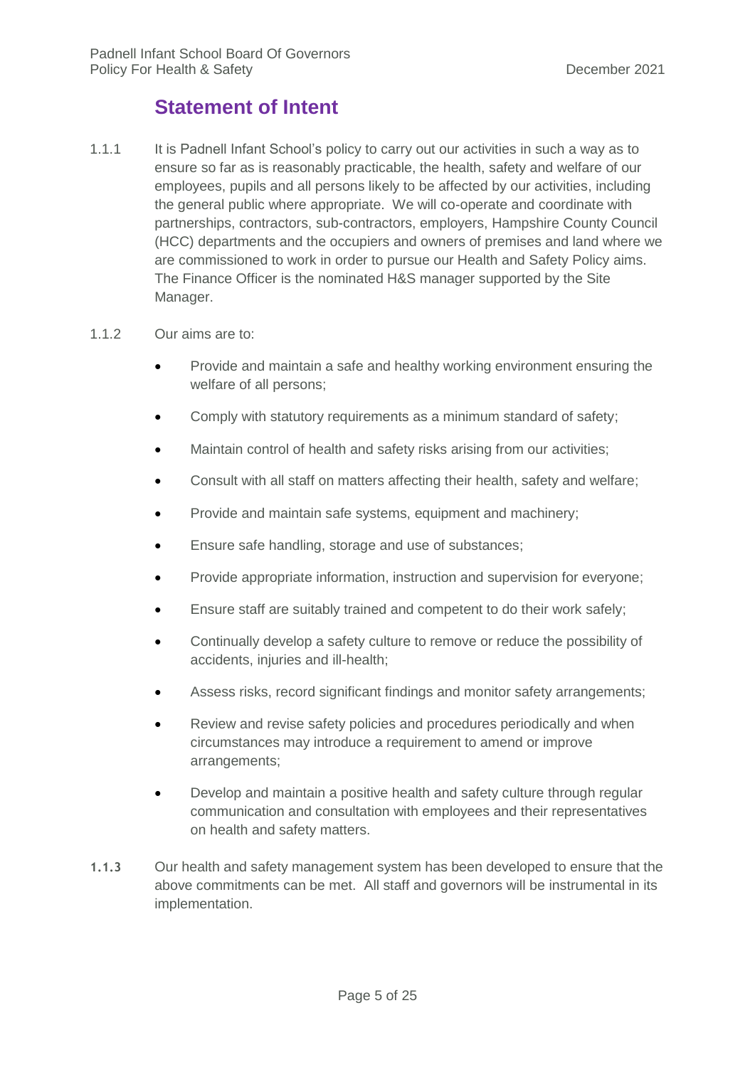## Statement of Intent

1.1.1 It is Padnell Infant School's policy to carry out our activities in such a way as to ensure so far as is reasonably practicable, the health, safety and welfare of our employees, pupils and all persons likely to be affected by our activities, including the general public where appropriate. We will co-operate and coordinate with partnerships, contractors, sub-contractors, employers, Hampshire County Council (HCC) departments and the occupiers and owners of premises and land where we are commissioned to work in order to pursue our Health and Safety Policy aims. The Finance Officer is the nominated H&S manager supported by the Site Manager.

1.1.2 Our aims are to:

- Provide and maintain a safe and healthy working environment ensuring the welfare of all persons;
- Comply with statutory requirements as a minimum standard of safety;
- Maintain control of health and safety risks arising from our activities;
- Consult with all staff on matters affecting their health, safety and welfare;
- Provide and maintain safe systems, equipment and machinery;
- Ensure safe handling, storage and use of substances;
- Provide appropriate information, instruction and supervision for everyone;
- Ensure staff are suitably trained and competent to do their work safely;
- Continually develop a safety culture to remove or reduce the possibility of accidents, injuries and ill-health;
- Assess risks, record significant findings and monitor safety arrangements;
- Review and revise safety policies and procedures periodically and when circumstances may introduce a requirement to amend or improve arrangements;
- Develop and maintain a positive health and safety culture through regular communication and consultation with employees and their representatives on health and safety matters.

1.1.3 Our health and safety management system has been developed to ensure that the above commitments can be met. All staff and governors will be instrumental in its implementation.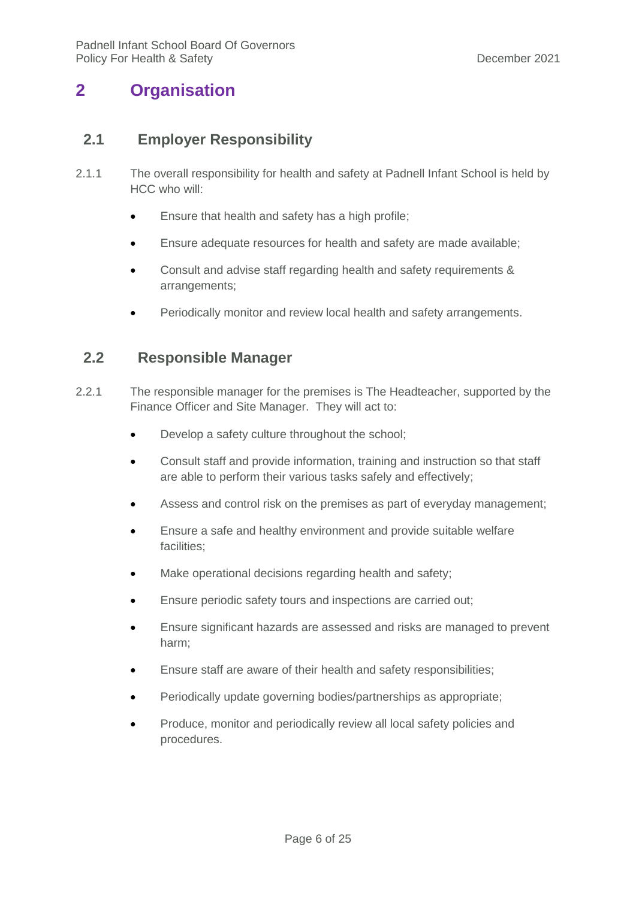# 2 Organisation

## 2.1 Employer Responsibility

2.1.1 The overall responsibility for health and safety at Padnell Infant School is held by HCC who will:

- Ensure that health and safety has a high profile;
- Ensure adequate resources for health and safety are made available;
- Consult and advise staff regarding health and safety requirements & arrangements;
- Periodically monitor and review local health and safety arrangements.

## 2.2 Responsible Manager

2.2.1 The responsible manager for the premises is The Headteacher, supported by the Finance Officer and Site Manager. They will act to:

- Develop a safety culture throughout the school;
- Consult staff and provide information, training and instruction so that staff are able to perform their various tasks safely and effectively;
- Assess and control risk on the premises as part of everyday management;
- Ensure a safe and healthy environment and provide suitable welfare facilities;
- Make operational decisions regarding health and safety;
- Ensure periodic safety tours and inspections are carried out;
- Ensure significant hazards are assessed and risks are managed to prevent harm;
- Ensure staff are aware of their health and safety responsibilities;
- Periodically update governing bodies/partnerships as appropriate;
- Produce, monitor and periodically review all local safety policies and procedures.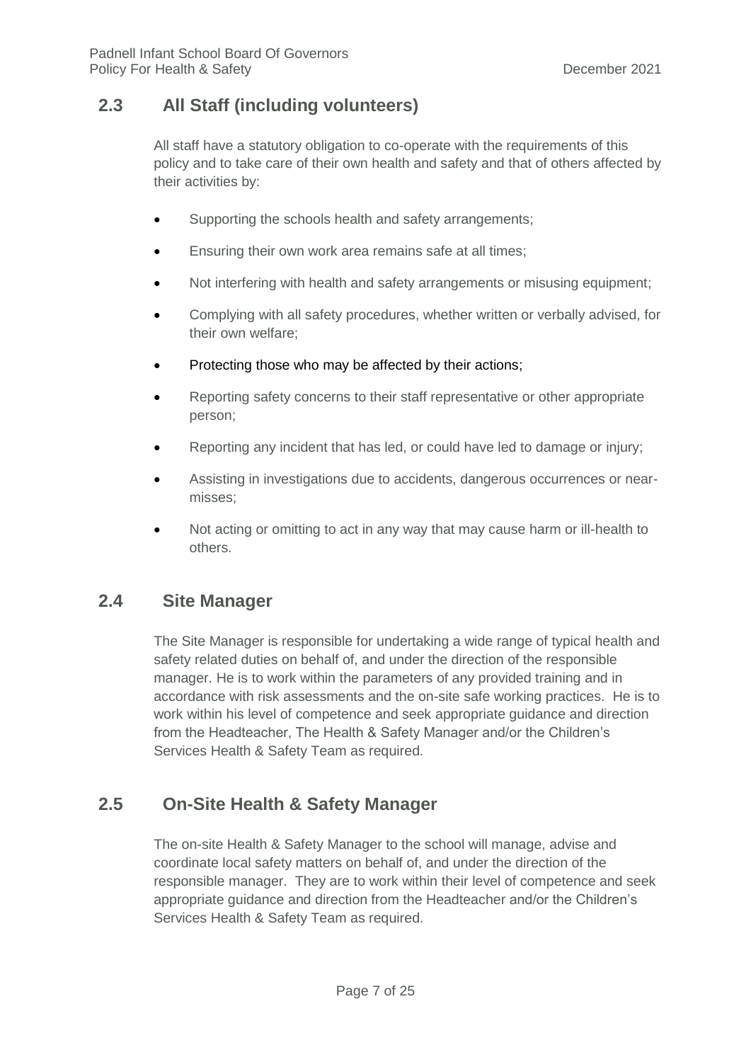## 2.3 All Staff (including volunteers)

All staff have a statutory obligation to co-operate with the requirements of this policy and to take care of their own health and safety and that of others affected by their activities by:

- Supporting the schools health and safety arrangements;
- Ensuring their own work area remains safe at all times;
- Not interfering with health and safety arrangements or misusing equipment;
- Complying with all safety procedures, whether written or verbally advised, for their own welfare;
- Protecting those who may be affected by their actions;
- Reporting safety concerns to their staff representative or other appropriate person;
- Reporting any incident that has led, or could have led to damage or injury;
- Assisting in investigations due to accidents, dangerous occurrences or near-misses;
- Not acting or omitting to act in any way that may cause harm or ill-health to others.

## 2.4 Site Manager

The Site Manager is responsible for undertaking a wide range of typical health and safety related duties on behalf of, and under the direction of the responsible manager. He is to work within the parameters of any provided training and in accordance with risk assessments and the on-site safe working practices. He is to work within his level of competence and seek appropriate guidance and direction from the Headteacher, The Health & Safety Manager and/or the Children's Services Health & Safety Team as required.

## 2.5 On-Site Health & Safety Manager

The on-site Health & Safety Manager to the school will manage, advise and coordinate local safety matters on behalf of, and under the direction of the responsible manager. They are to work within their level of competence and seek appropriate guidance and direction from the Headteacher and/or the Children's Services Health & Safety Team as required.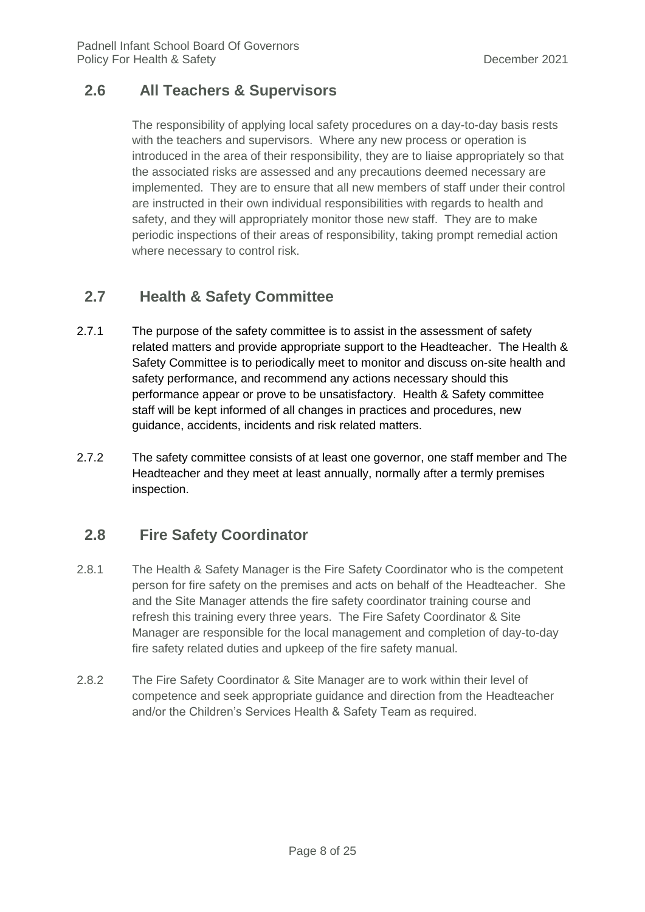## 2.6 All Teachers & Supervisors

The responsibility of applying local safety procedures on a day-to-day basis rests with the teachers and supervisors. Where any new process or operation is introduced in the area of their responsibility, they are to liaise appropriately so that the associated risks are assessed and any precautions deemed necessary are implemented. They are to ensure that all new members of staff under their control are instructed in their own individual responsibilities with regards to health and safety, and they will appropriately monitor those new staff. They are to make periodic inspections of their areas of responsibility, taking prompt remedial action where necessary to control risk.

## 2.7 Health & Safety Committee

2.7.1 The purpose of the safety committee is to assist in the assessment of safety related matters and provide appropriate support to the Headteacher. The Health & Safety Committee is to periodically meet to monitor and discuss on-site health and safety performance, and recommend any actions necessary should this performance appear or prove to be unsatisfactory. Health & Safety committee staff will be kept informed of all changes in practices and procedures, new guidance, accidents, incidents and risk related matters.

2.7.2 The safety committee consists of at least one governor, one staff member and The Headteacher and they meet at least annually, normally after a termly premises inspection.

## 2.8 Fire Safety Coordinator

2.8.1 The Health & Safety Manager is the Fire Safety Coordinator who is the competent person for fire safety on the premises and acts on behalf of the Headteacher. She and the Site Manager attends the fire safety coordinator training course and refresh this training every three years. The Fire Safety Coordinator & Site Manager are responsible for the local management and completion of day-to-day fire safety related duties and upkeep of the fire safety manual.

2.8.2 The Fire Safety Coordinator & Site Manager are to work within their level of competence and seek appropriate guidance and direction from the Headteacher and/or the Children's Services Health & Safety Team as required.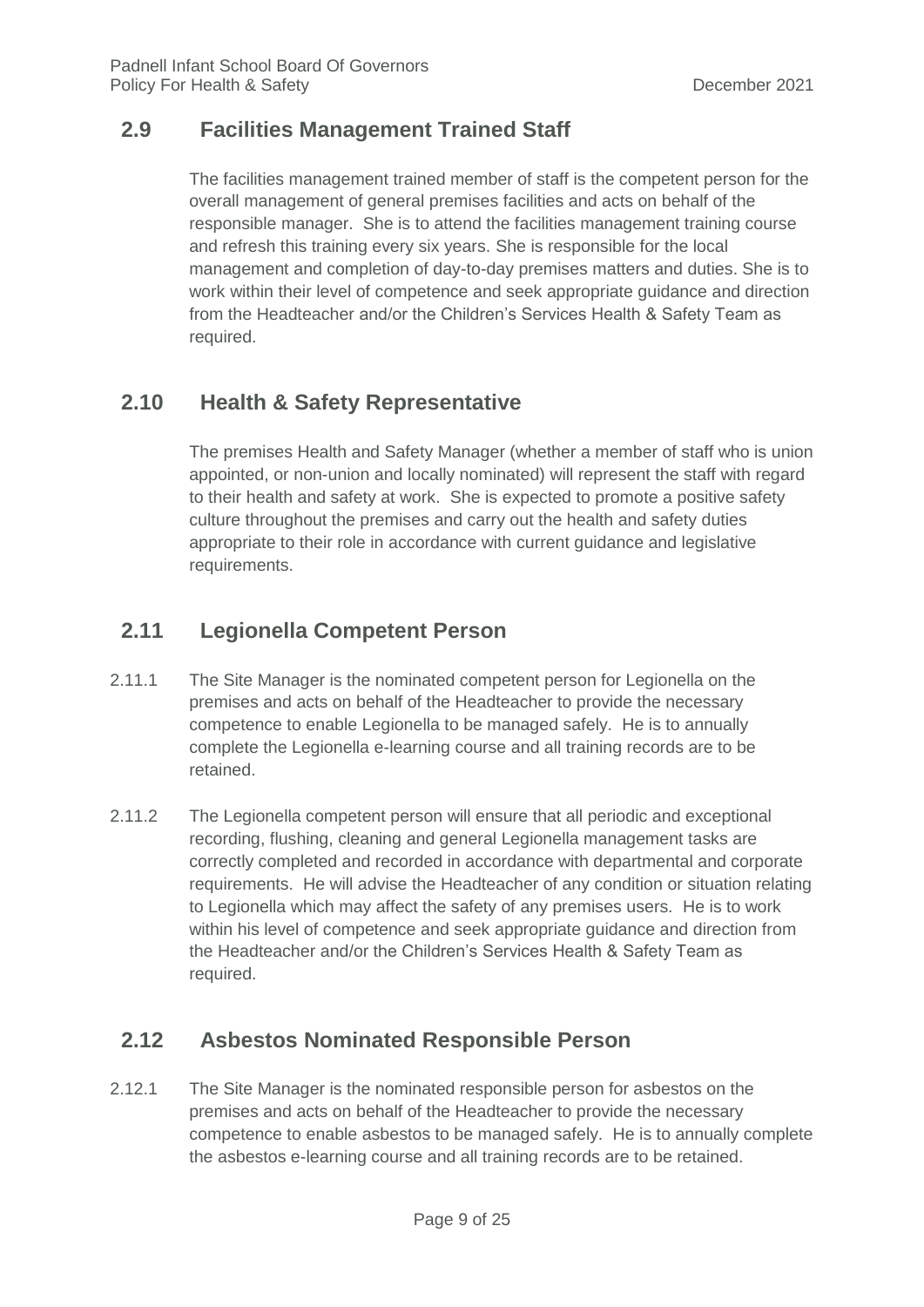## 2.9 Facilities Management Trained Staff

The facilities management trained member of staff is the competent person for the overall management of general premises facilities and acts on behalf of the responsible manager. She is to attend the facilities management training course and refresh this training every six years. She is responsible for the local management and completion of day-to-day premises matters and duties. She is to work within their level of competence and seek appropriate guidance and direction from the Headteacher and/or the Children's Services Health & Safety Team as required.

## 2.10 Health & Safety Representative

The premises Health and Safety Manager (whether a member of staff who is union appointed, or non-union and locally nominated) will represent the staff with regard to their health and safety at work. She is expected to promote a positive safety culture throughout the premises and carry out the health and safety duties appropriate to their role in accordance with current guidance and legislative requirements.

## 2.11 Legionella Competent Person

2.11.1 The Site Manager is the nominated competent person for Legionella on the premises and acts on behalf of the Headteacher to provide the necessary competence to enable Legionella to be managed safely. He is to annually complete the Legionella e-learning course and all training records are to be retained.

2.11.2 The Legionella competent person will ensure that all periodic and exceptional recording, flushing, cleaning and general Legionella management tasks are correctly completed and recorded in accordance with departmental and corporate requirements. He will advise the Headteacher of any condition or situation relating to Legionella which may affect the safety of any premises users. He is to work within his level of competence and seek appropriate guidance and direction from the Headteacher and/or the Children's Services Health & Safety Team as required.

## 2.12 Asbestos Nominated Responsible Person

2.12.1 The Site Manager is the nominated responsible person for asbestos on the premises and acts on behalf of the Headteacher to provide the necessary competence to enable asbestos to be managed safely. He is to annually complete the asbestos e-learning course and all training records are to be retained.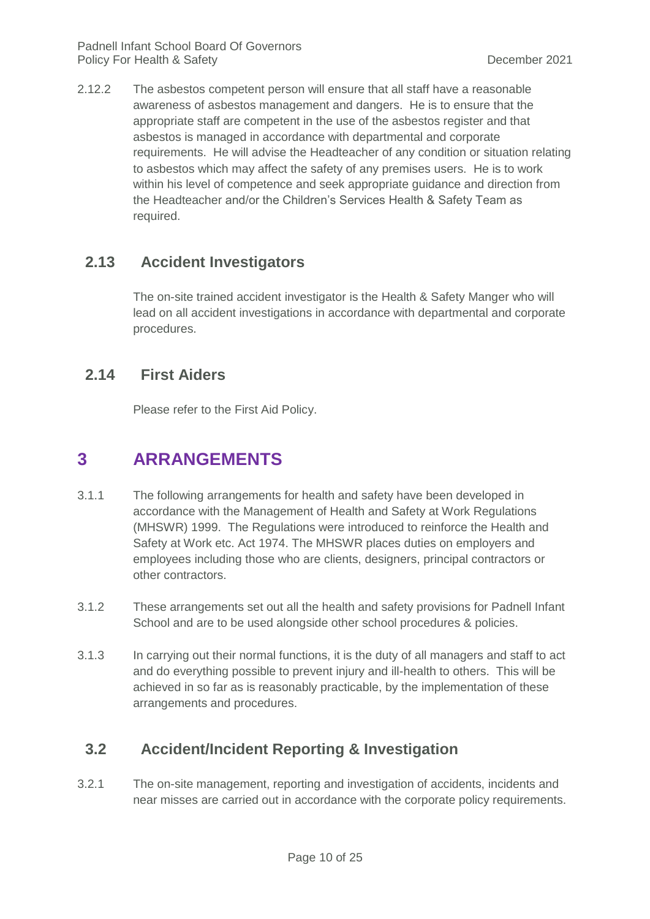2.12.2 The asbestos competent person will ensure that all staff have a reasonable awareness of asbestos management and dangers. He is to ensure that the appropriate staff are competent in the use of the asbestos register and that asbestos is managed in accordance with departmental and corporate requirements. He will advise the Headteacher of any condition or situation relating to asbestos which may affect the safety of any premises users. He is to work within his level of competence and seek appropriate guidance and direction from the Headteacher and/or the Children's Services Health & Safety Team as required.

## 2.13 Accident Investigators

The on-site trained accident investigator is the Health & Safety Manger who will lead on all accident investigations in accordance with departmental and corporate procedures.

## 2.14 First Aiders

Please refer to the First Aid Policy.

# 3 ARRANGEMENTS

3.1.1 The following arrangements for health and safety have been developed in accordance with the Management of Health and Safety at Work Regulations (MHSWR) 1999. The Regulations were introduced to reinforce the Health and Safety at Work etc. Act 1974. The MHSWR places duties on employers and employees including those who are clients, designers, principal contractors or other contractors.

3.1.2 These arrangements set out all the health and safety provisions for Padnell Infant School and are to be used alongside other school procedures & policies.

3.1.3 In carrying out their normal functions, it is the duty of all managers and staff to act and do everything possible to prevent injury and ill-health to others. This will be achieved in so far as is reasonably practicable, by the implementation of these arrangements and procedures.

## 3.2 Accident/Incident Reporting & Investigation

3.2.1 The on-site management, reporting and investigation of accidents, incidents and near misses are carried out in accordance with the corporate policy requirements.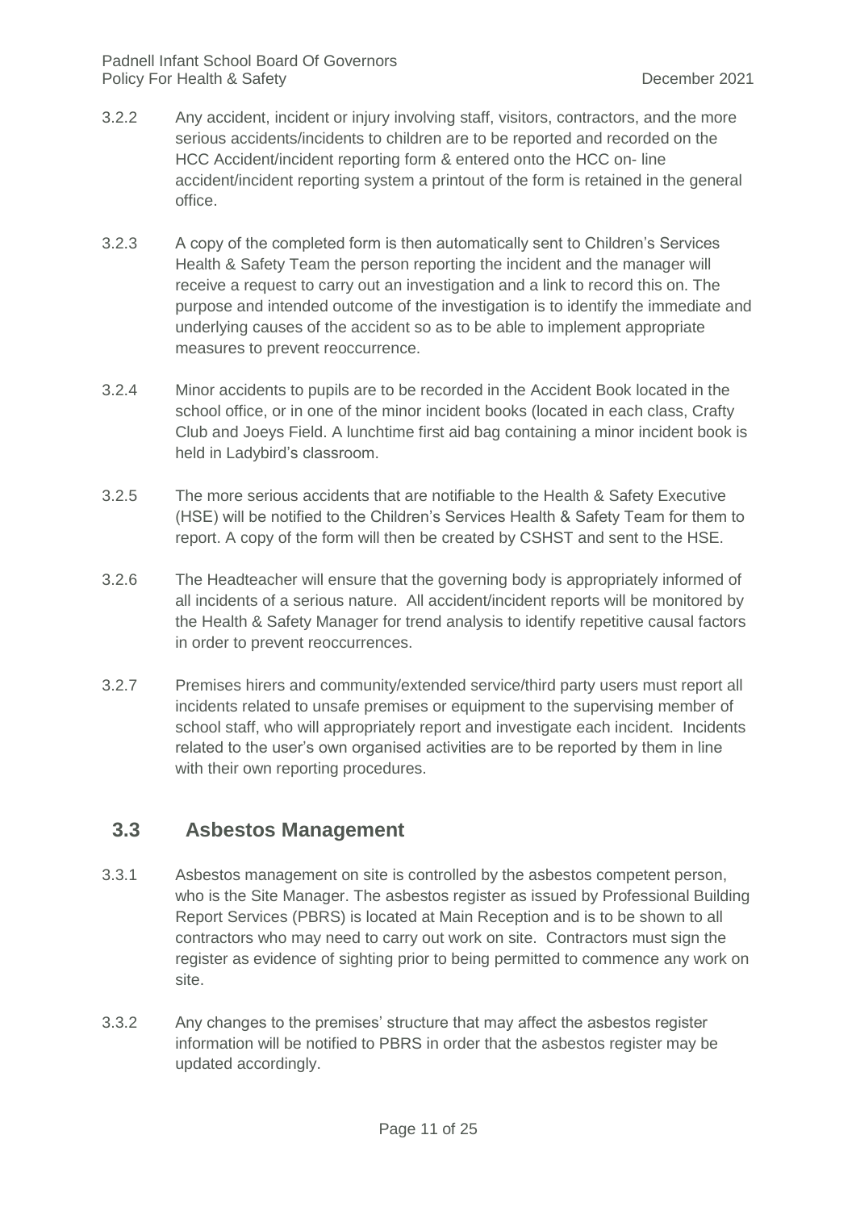3.2.2 Any accident, incident or injury involving staff, visitors, contractors, and the more serious accidents/incidents to children are to be reported and recorded on the HCC Accident/incident reporting form & entered onto the HCC on- line accident/incident reporting system a printout of the form is retained in the general office.

3.2.3 A copy of the completed form is then automatically sent to Children's Services Health & Safety Team the person reporting the incident and the manager will receive a request to carry out an investigation and a link to record this on. The purpose and intended outcome of the investigation is to identify the immediate and underlying causes of the accident so as to be able to implement appropriate measures to prevent reoccurrence.

3.2.4 Minor accidents to pupils are to be recorded in the Accident Book located in the school office, or in one of the minor incident books (located in each class, Crafty Club and Joeys Field. A lunchtime first aid bag containing a minor incident book is held in Ladybird's classroom.

3.2.5 The more serious accidents that are notifiable to the Health & Safety Executive (HSE) will be notified to the Children's Services Health & Safety Team for them to report. A copy of the form will then be created by CSHST and sent to the HSE.

3.2.6 The Headteacher will ensure that the governing body is appropriately informed of all incidents of a serious nature. All accident/incident reports will be monitored by the Health & Safety Manager for trend analysis to identify repetitive causal factors in order to prevent reoccurrences.

3.2.7 Premises hirers and community/extended service/third party users must report all incidents related to unsafe premises or equipment to the supervising member of school staff, who will appropriately report and investigate each incident. Incidents related to the user's own organised activities are to be reported by them in line with their own reporting procedures.

## 3.3 Asbestos Management

3.3.1 Asbestos management on site is controlled by the asbestos competent person, who is the Site Manager. The asbestos register as issued by Professional Building Report Services (PBRS) is located at Main Reception and is to be shown to all contractors who may need to carry out work on site. Contractors must sign the register as evidence of sighting prior to being permitted to commence any work on site.

3.3.2 Any changes to the premises' structure that may affect the asbestos register information will be notified to PBRS in order that the asbestos register may be updated accordingly.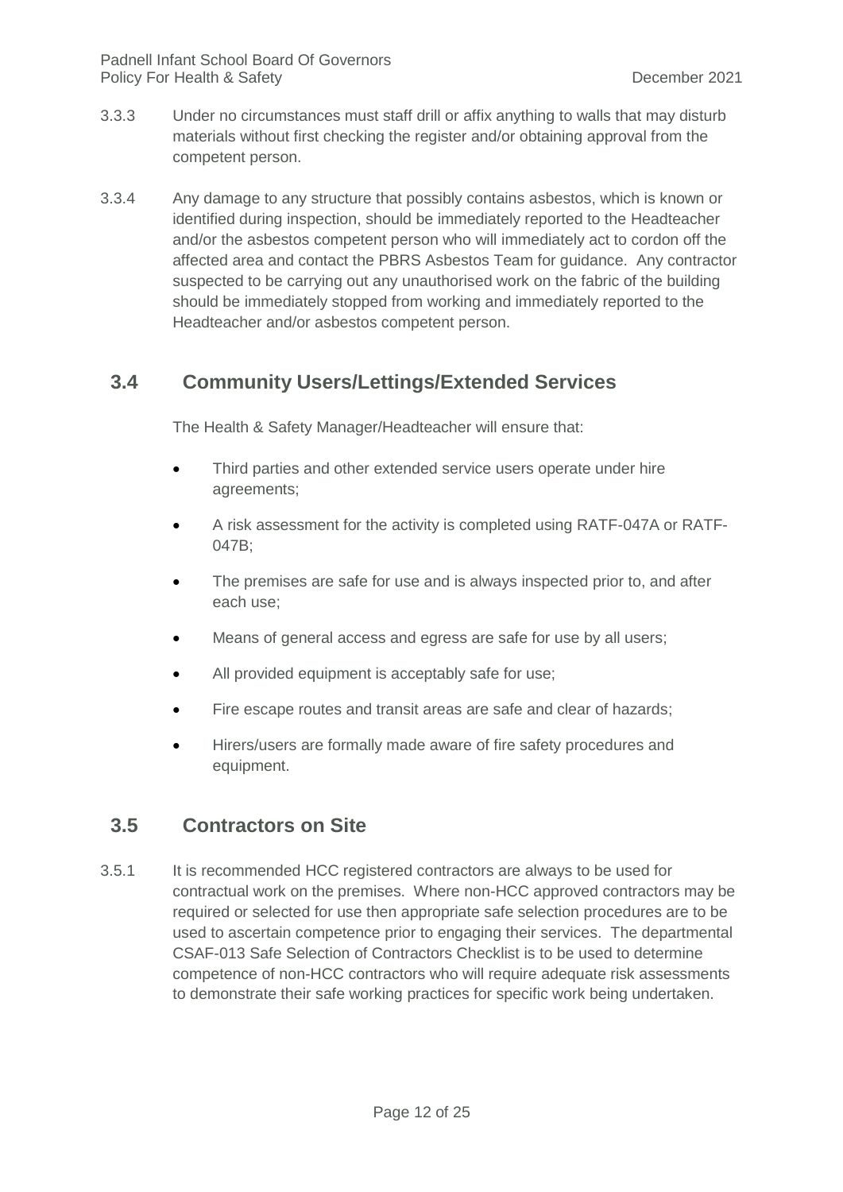3.3.3 Under no circumstances must staff drill or affix anything to walls that may disturb materials without first checking the register and/or obtaining approval from the competent person.

3.3.4 Any damage to any structure that possibly contains asbestos, which is known or identified during inspection, should be immediately reported to the Headteacher and/or the asbestos competent person who will immediately act to cordon off the affected area and contact the PBRS Asbestos Team for guidance. Any contractor suspected to be carrying out any unauthorised work on the fabric of the building should be immediately stopped from working and immediately reported to the Headteacher and/or asbestos competent person.

## 3.4 Community Users/Lettings/Extended Services

The Health & Safety Manager/Headteacher will ensure that:

- Third parties and other extended service users operate under hire agreements;
- A risk assessment for the activity is completed using RATF-047A or RATF-047B;
- The premises are safe for use and is always inspected prior to, and after each use;
- Means of general access and egress are safe for use by all users;
- All provided equipment is acceptably safe for use;
- Fire escape routes and transit areas are safe and clear of hazards;
- Hirers/users are formally made aware of fire safety procedures and equipment.

## 3.5 Contractors on Site

3.5.1 It is recommended HCC registered contractors are always to be used for contractual work on the premises. Where non-HCC approved contractors may be required or selected for use then appropriate safe selection procedures are to be used to ascertain competence prior to engaging their services. The departmental CSAF-013 Safe Selection of Contractors Checklist is to be used to determine competence of non-HCC contractors who will require adequate risk assessments to demonstrate their safe working practices for specific work being undertaken.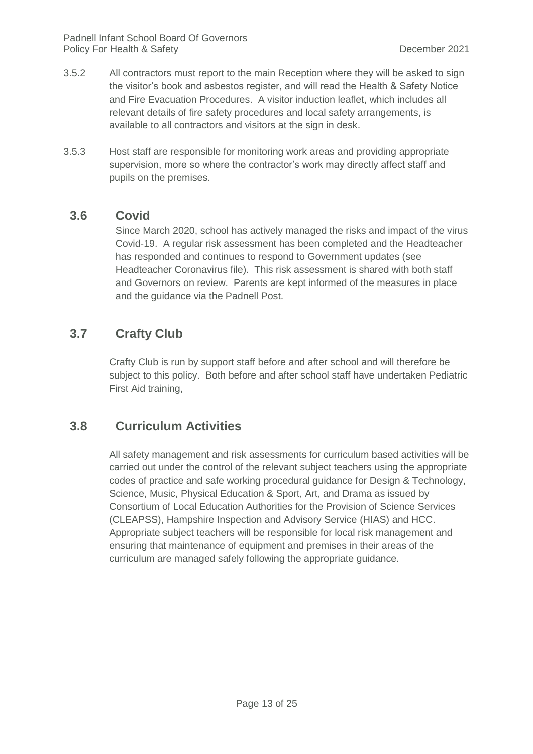3.5.2 All contractors must report to the main Reception where they will be asked to sign the visitor's book and asbestos register, and will read the Health & Safety Notice and Fire Evacuation Procedures. A visitor induction leaflet, which includes all relevant details of fire safety procedures and local safety arrangements, is available to all contractors and visitors at the sign in desk.

3.5.3 Host staff are responsible for monitoring work areas and providing appropriate supervision, more so where the contractor's work may directly affect staff and pupils on the premises.

## 3.6 Covid

Since March 2020, school has actively managed the risks and impact of the virus Covid-19. A regular risk assessment has been completed and the Headteacher has responded and continues to respond to Government updates (see Headteacher Coronavirus file). This risk assessment is shared with both staff and Governors on review. Parents are kept informed of the measures in place and the guidance via the Padnell Post.

## 3.7 Crafty Club

Crafty Club is run by support staff before and after school and will therefore be subject to this policy. Both before and after school staff have undertaken Pediatric First Aid training,

## 3.8 Curriculum Activities

All safety management and risk assessments for curriculum based activities will be carried out under the control of the relevant subject teachers using the appropriate codes of practice and safe working procedural guidance for Design & Technology, Science, Music, Physical Education & Sport, Art, and Drama as issued by Consortium of Local Education Authorities for the Provision of Science Services (CLEAPSS), Hampshire Inspection and Advisory Service (HIAS) and HCC. Appropriate subject teachers will be responsible for local risk management and ensuring that maintenance of equipment and premises in their areas of the curriculum are managed safely following the appropriate guidance.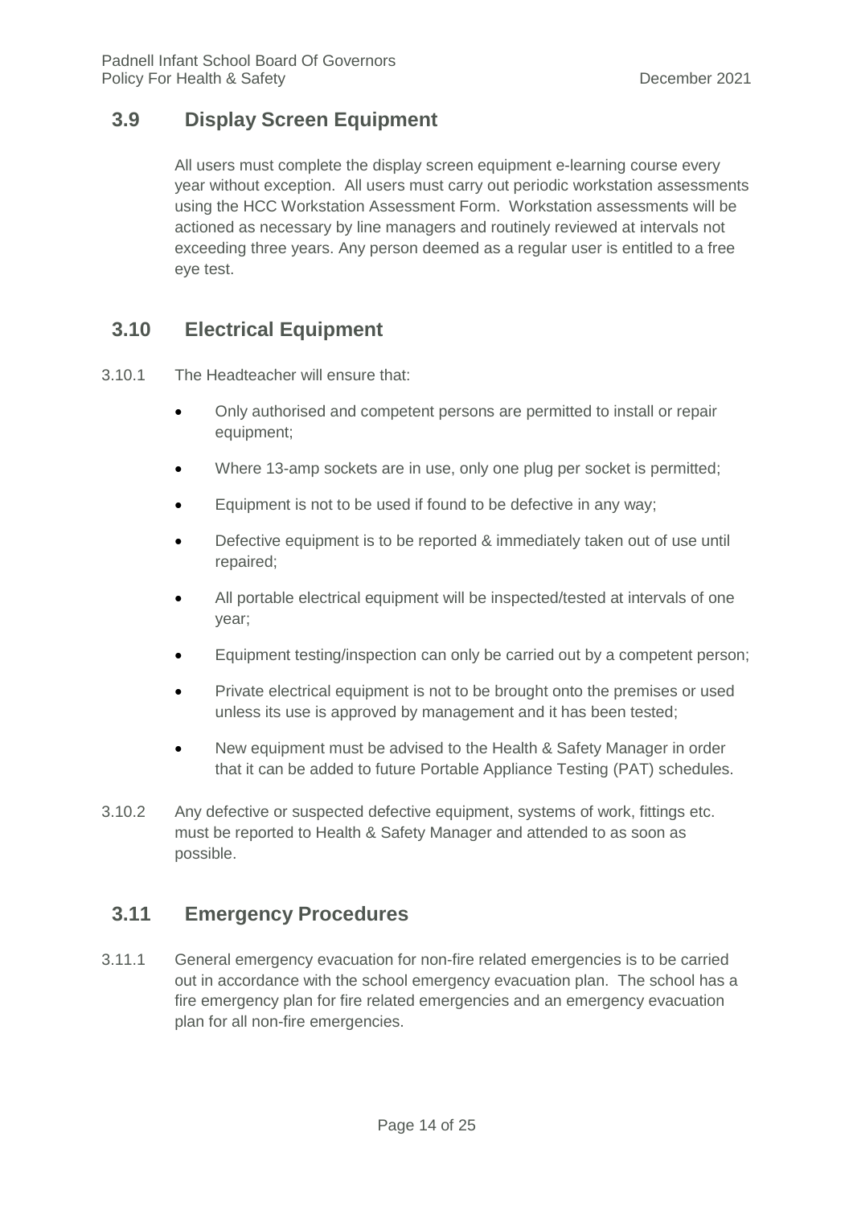## 3.9 Display Screen Equipment

All users must complete the display screen equipment e-learning course every year without exception. All users must carry out periodic workstation assessments using the HCC Workstation Assessment Form. Workstation assessments will be actioned as necessary by line managers and routinely reviewed at intervals not exceeding three years. Any person deemed as a regular user is entitled to a free eye test.

## 3.10 Electrical Equipment

3.10.1 The Headteacher will ensure that:

- Only authorised and competent persons are permitted to install or repair equipment;
- Where 13-amp sockets are in use, only one plug per socket is permitted;
- Equipment is not to be used if found to be defective in any way;
- Defective equipment is to be reported & immediately taken out of use until repaired;
- All portable electrical equipment will be inspected/tested at intervals of one year;
- Equipment testing/inspection can only be carried out by a competent person;
- Private electrical equipment is not to be brought onto the premises or used unless its use is approved by management and it has been tested;
- New equipment must be advised to the Health & Safety Manager in order that it can be added to future Portable Appliance Testing (PAT) schedules.

3.10.2 Any defective or suspected defective equipment, systems of work, fittings etc. must be reported to Health & Safety Manager and attended to as soon as possible.

## 3.11 Emergency Procedures

3.11.1 General emergency evacuation for non-fire related emergencies is to be carried out in accordance with the school emergency evacuation plan. The school has a fire emergency plan for fire related emergencies and an emergency evacuation plan for all non-fire emergencies.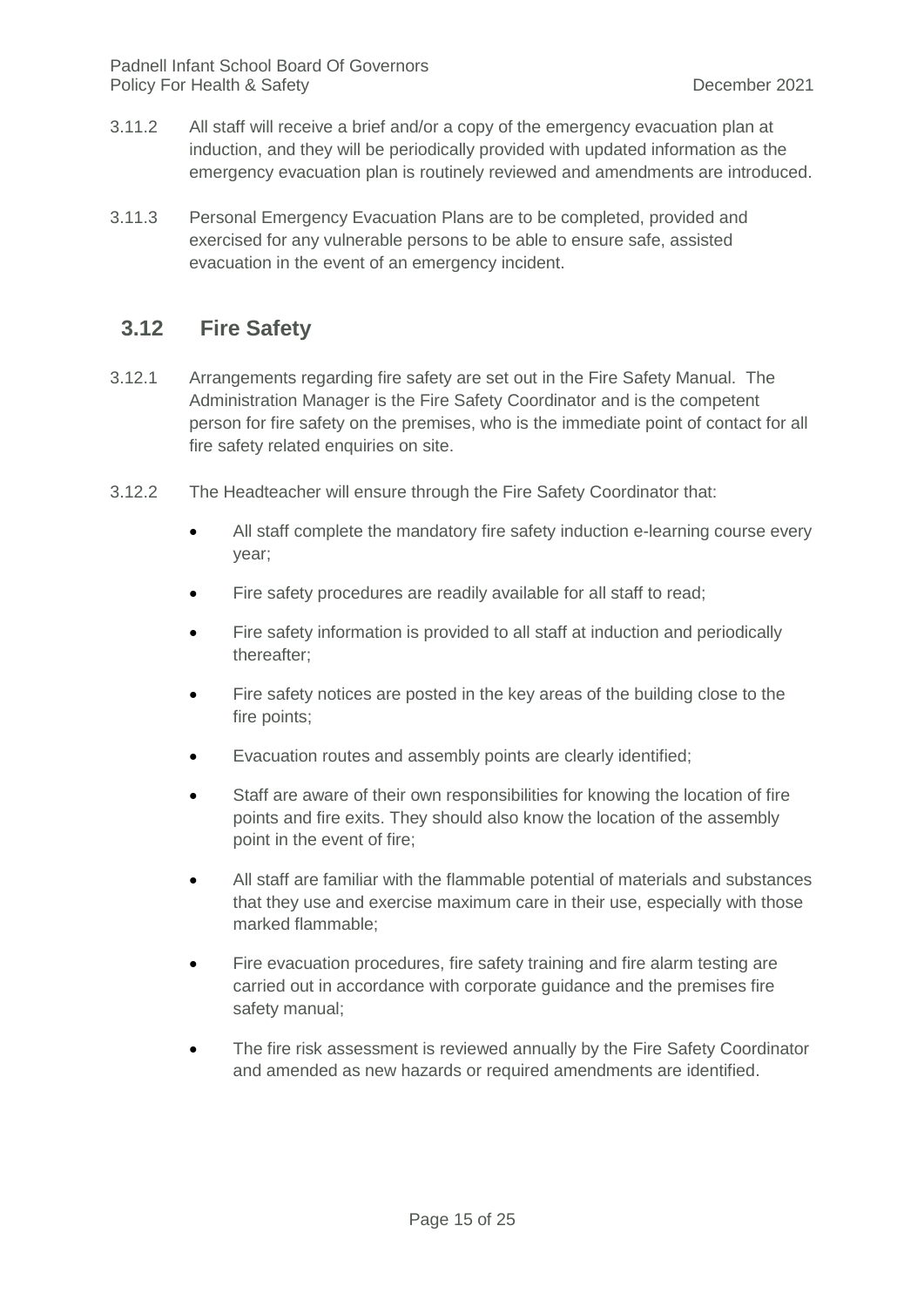3.11.2 All staff will receive a brief and/or a copy of the emergency evacuation plan at induction, and they will be periodically provided with updated information as the emergency evacuation plan is routinely reviewed and amendments are introduced.

3.11.3 Personal Emergency Evacuation Plans are to be completed, provided and exercised for any vulnerable persons to be able to ensure safe, assisted evacuation in the event of an emergency incident.

## 3.12 Fire Safety

3.12.1 Arrangements regarding fire safety are set out in the Fire Safety Manual. The Administration Manager is the Fire Safety Coordinator and is the competent person for fire safety on the premises, who is the immediate point of contact for all fire safety related enquiries on site.

3.12.2 The Headteacher will ensure through the Fire Safety Coordinator that:

- All staff complete the mandatory fire safety induction e-learning course every year;
- Fire safety procedures are readily available for all staff to read;
- Fire safety information is provided to all staff at induction and periodically thereafter;
- Fire safety notices are posted in the key areas of the building close to the fire points;
- Evacuation routes and assembly points are clearly identified;
- Staff are aware of their own responsibilities for knowing the location of fire points and fire exits. They should also know the location of the assembly point in the event of fire;
- All staff are familiar with the flammable potential of materials and substances that they use and exercise maximum care in their use, especially with those marked flammable;
- Fire evacuation procedures, fire safety training and fire alarm testing are carried out in accordance with corporate guidance and the premises fire safety manual;
- The fire risk assessment is reviewed annually by the Fire Safety Coordinator and amended as new hazards or required amendments are identified.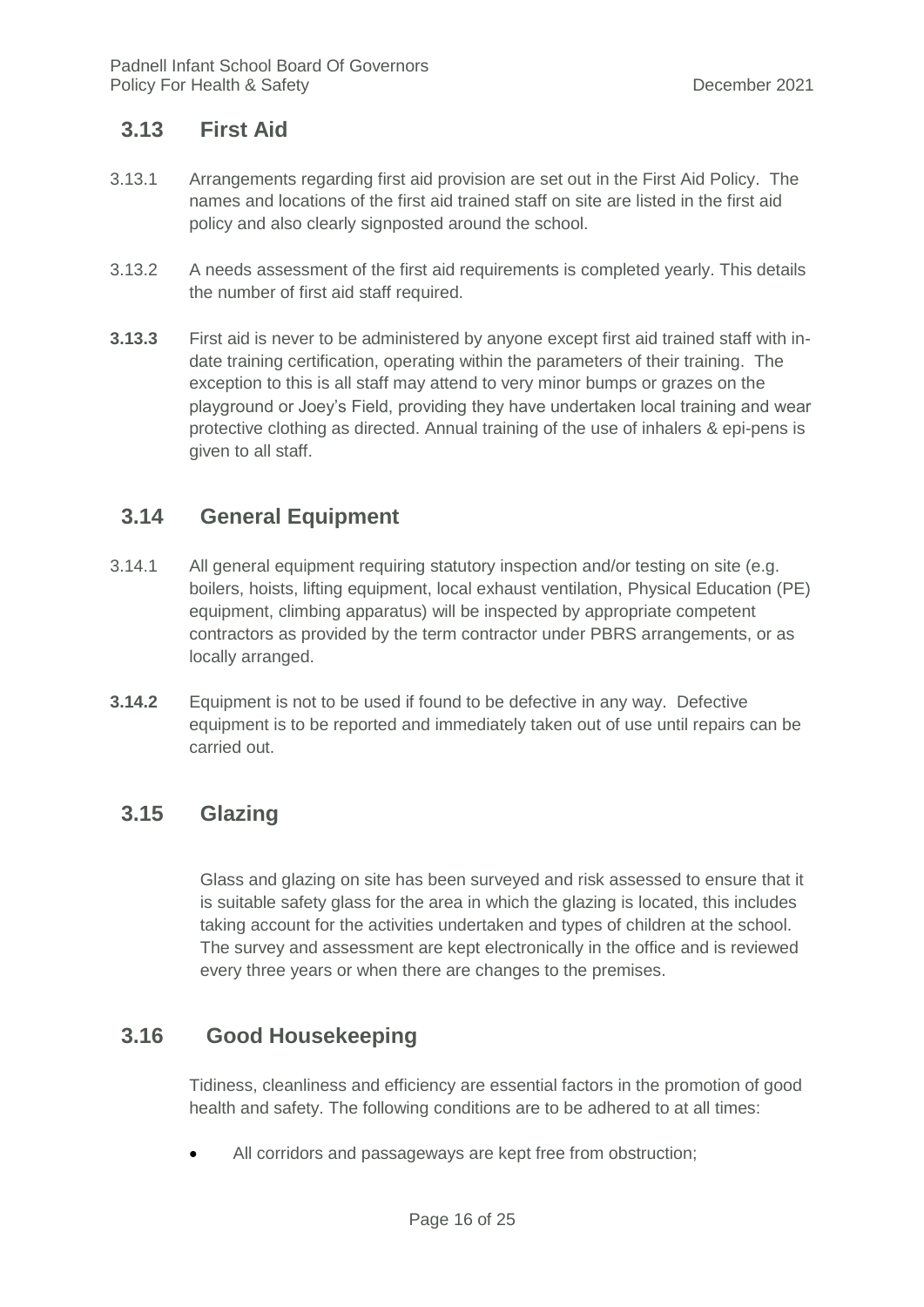## 3.13 First Aid

3.13.1 Arrangements regarding first aid provision are set out in the First Aid Policy. The names and locations of the first aid trained staff on site are listed in the first aid policy and also clearly signposted around the school.

3.13.2 A needs assessment of the first aid requirements is completed yearly. This details the number of first aid staff required.

**3.13.3** First aid is never to be administered by anyone except first aid trained staff with in-date training certification, operating within the parameters of their training. The exception to this is all staff may attend to very minor bumps or grazes on the playground or Joey's Field, providing they have undertaken local training and wear protective clothing as directed. Annual training of the use of inhalers & epi-pens is given to all staff.

## 3.14 General Equipment

3.14.1 All general equipment requiring statutory inspection and/or testing on site (e.g. boilers, hoists, lifting equipment, local exhaust ventilation, Physical Education (PE) equipment, climbing apparatus) will be inspected by appropriate competent contractors as provided by the term contractor under PBRS arrangements, or as locally arranged.

**3.14.2** Equipment is not to be used if found to be defective in any way. Defective equipment is to be reported and immediately taken out of use until repairs can be carried out.

## 3.15 Glazing

Glass and glazing on site has been surveyed and risk assessed to ensure that it is suitable safety glass for the area in which the glazing is located, this includes taking account for the activities undertaken and types of children at the school. The survey and assessment are kept electronically in the office and is reviewed every three years or when there are changes to the premises.

## 3.16 Good Housekeeping

Tidiness, cleanliness and efficiency are essential factors in the promotion of good health and safety. The following conditions are to be adhered to at all times:

- All corridors and passageways are kept free from obstruction;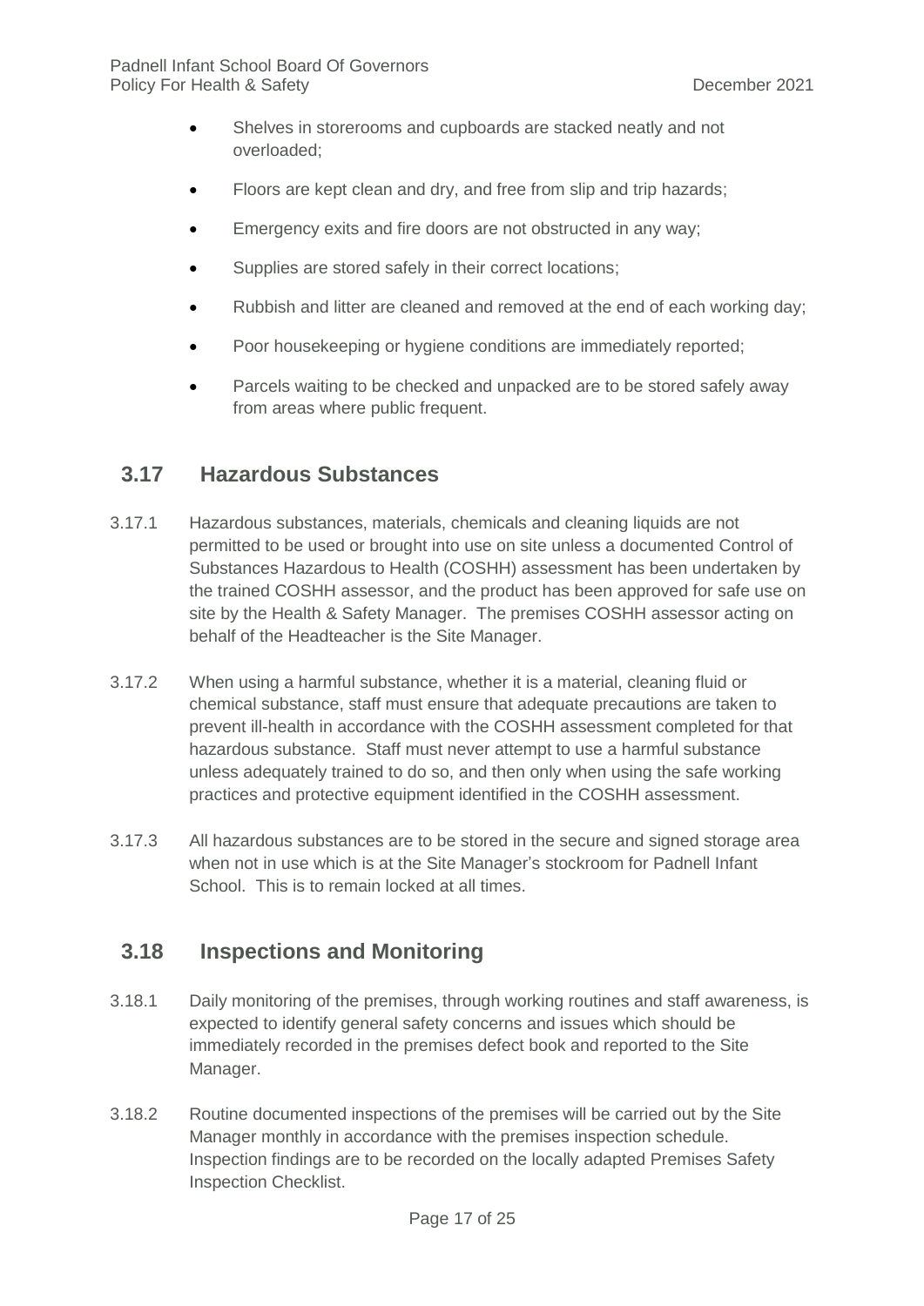- Shelves in storerooms and cupboards are stacked neatly and not overloaded;
- Floors are kept clean and dry, and free from slip and trip hazards;
- Emergency exits and fire doors are not obstructed in any way;
- Supplies are stored safely in their correct locations;
- Rubbish and litter are cleaned and removed at the end of each working day;
- Poor housekeeping or hygiene conditions are immediately reported;
- Parcels waiting to be checked and unpacked are to be stored safely away from areas where public frequent.

## 3.17 Hazardous Substances

3.17.1 Hazardous substances, materials, chemicals and cleaning liquids are not permitted to be used or brought into use on site unless a documented Control of Substances Hazardous to Health (COSHH) assessment has been undertaken by the trained COSHH assessor, and the product has been approved for safe use on site by the Health & Safety Manager. The premises COSHH assessor acting on behalf of the Headteacher is the Site Manager.

3.17.2 When using a harmful substance, whether it is a material, cleaning fluid or chemical substance, staff must ensure that adequate precautions are taken to prevent ill-health in accordance with the COSHH assessment completed for that hazardous substance. Staff must never attempt to use a harmful substance unless adequately trained to do so, and then only when using the safe working practices and protective equipment identified in the COSHH assessment.

3.17.3 All hazardous substances are to be stored in the secure and signed storage area when not in use which is at the Site Manager's stockroom for Padnell Infant School. This is to remain locked at all times.

## 3.18 Inspections and Monitoring

3.18.1 Daily monitoring of the premises, through working routines and staff awareness, is expected to identify general safety concerns and issues which should be immediately recorded in the premises defect book and reported to the Site Manager.

3.18.2 Routine documented inspections of the premises will be carried out by the Site Manager monthly in accordance with the premises inspection schedule. Inspection findings are to be recorded on the locally adapted Premises Safety Inspection Checklist.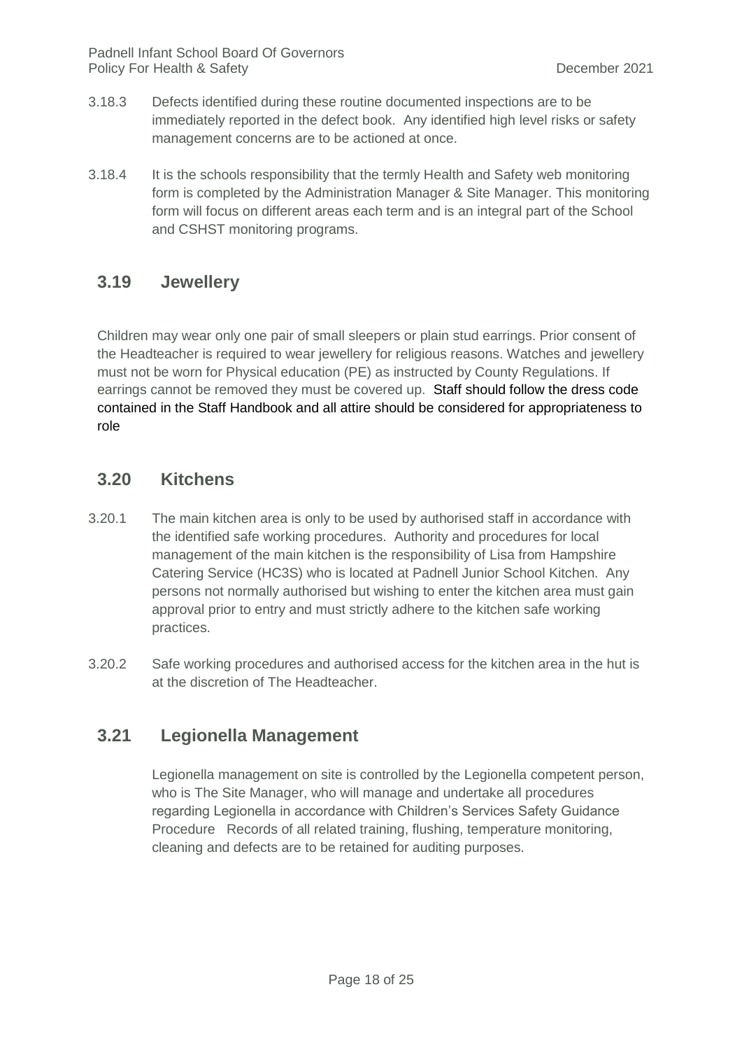3.18.3 Defects identified during these routine documented inspections are to be immediately reported in the defect book. Any identified high level risks or safety management concerns are to be actioned at once.

3.18.4 It is the schools responsibility that the termly Health and Safety web monitoring form is completed by the Administration Manager & Site Manager. This monitoring form will focus on different areas each term and is an integral part of the School and CSHST monitoring programs.

## 3.19 Jewellery

Children may wear only one pair of small sleepers or plain stud earrings. Prior consent of the Headteacher is required to wear jewellery for religious reasons. Watches and jewellery must not be worn for Physical education (PE) as instructed by County Regulations. If earrings cannot be removed they must be covered up. Staff should follow the dress code contained in the Staff Handbook and all attire should be considered for appropriateness to role

## 3.20 Kitchens

3.20.1 The main kitchen area is only to be used by authorised staff in accordance with the identified safe working procedures. Authority and procedures for local management of the main kitchen is the responsibility of Lisa from Hampshire Catering Service (HC3S) who is located at Padnell Junior School Kitchen. Any persons not normally authorised but wishing to enter the kitchen area must gain approval prior to entry and must strictly adhere to the kitchen safe working practices.

3.20.2 Safe working procedures and authorised access for the kitchen area in the hut is at the discretion of The Headteacher.

## 3.21 Legionella Management

Legionella management on site is controlled by the Legionella competent person, who is The Site Manager, who will manage and undertake all procedures regarding Legionella in accordance with Children's Services Safety Guidance Procedure Records of all related training, flushing, temperature monitoring, cleaning and defects are to be retained for auditing purposes.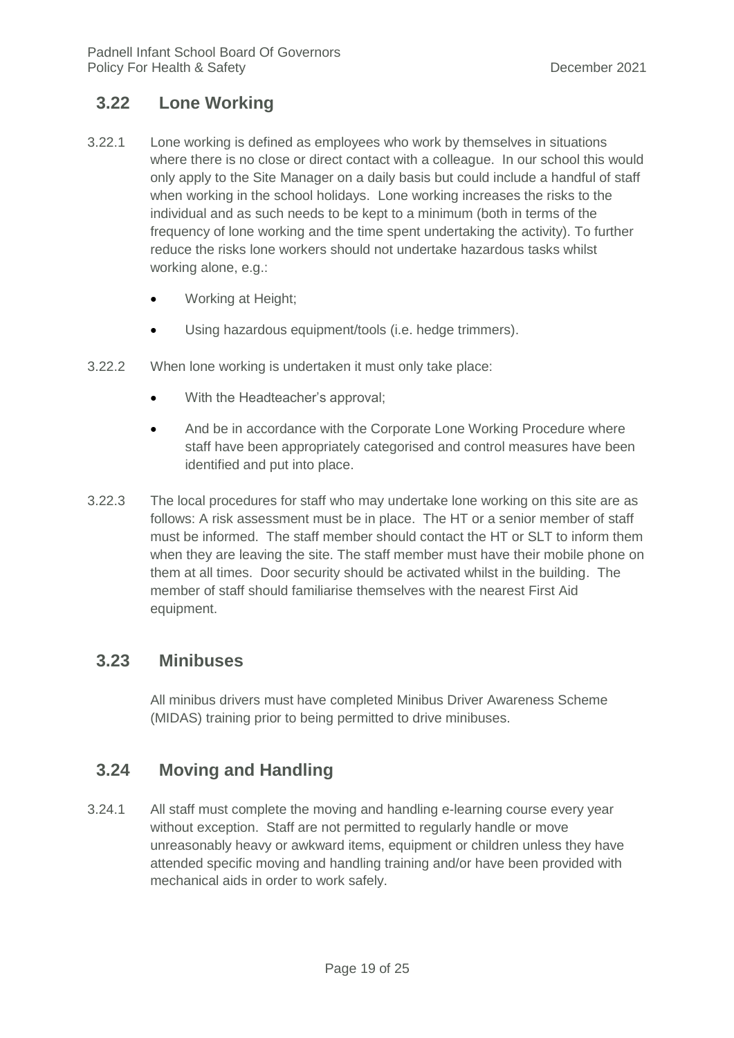## 3.22 Lone Working

3.22.1 Lone working is defined as employees who work by themselves in situations where there is no close or direct contact with a colleague. In our school this would only apply to the Site Manager on a daily basis but could include a handful of staff when working in the school holidays. Lone working increases the risks to the individual and as such needs to be kept to a minimum (both in terms of the frequency of lone working and the time spent undertaking the activity). To further reduce the risks lone workers should not undertake hazardous tasks whilst working alone, e.g.:

- Working at Height;
- Using hazardous equipment/tools (i.e. hedge trimmers).

3.22.2 When lone working is undertaken it must only take place:

- With the Headteacher's approval;
- And be in accordance with the Corporate Lone Working Procedure where staff have been appropriately categorised and control measures have been identified and put into place.

3.22.3 The local procedures for staff who may undertake lone working on this site are as follows: A risk assessment must be in place. The HT or a senior member of staff must be informed. The staff member should contact the HT or SLT to inform them when they are leaving the site. The staff member must have their mobile phone on them at all times. Door security should be activated whilst in the building. The member of staff should familiarise themselves with the nearest First Aid equipment.

## 3.23 Minibuses

All minibus drivers must have completed Minibus Driver Awareness Scheme (MIDAS) training prior to being permitted to drive minibuses.

## 3.24 Moving and Handling

3.24.1 All staff must complete the moving and handling e-learning course every year without exception. Staff are not permitted to regularly handle or move unreasonably heavy or awkward items, equipment or children unless they have attended specific moving and handling training and/or have been provided with mechanical aids in order to work safely.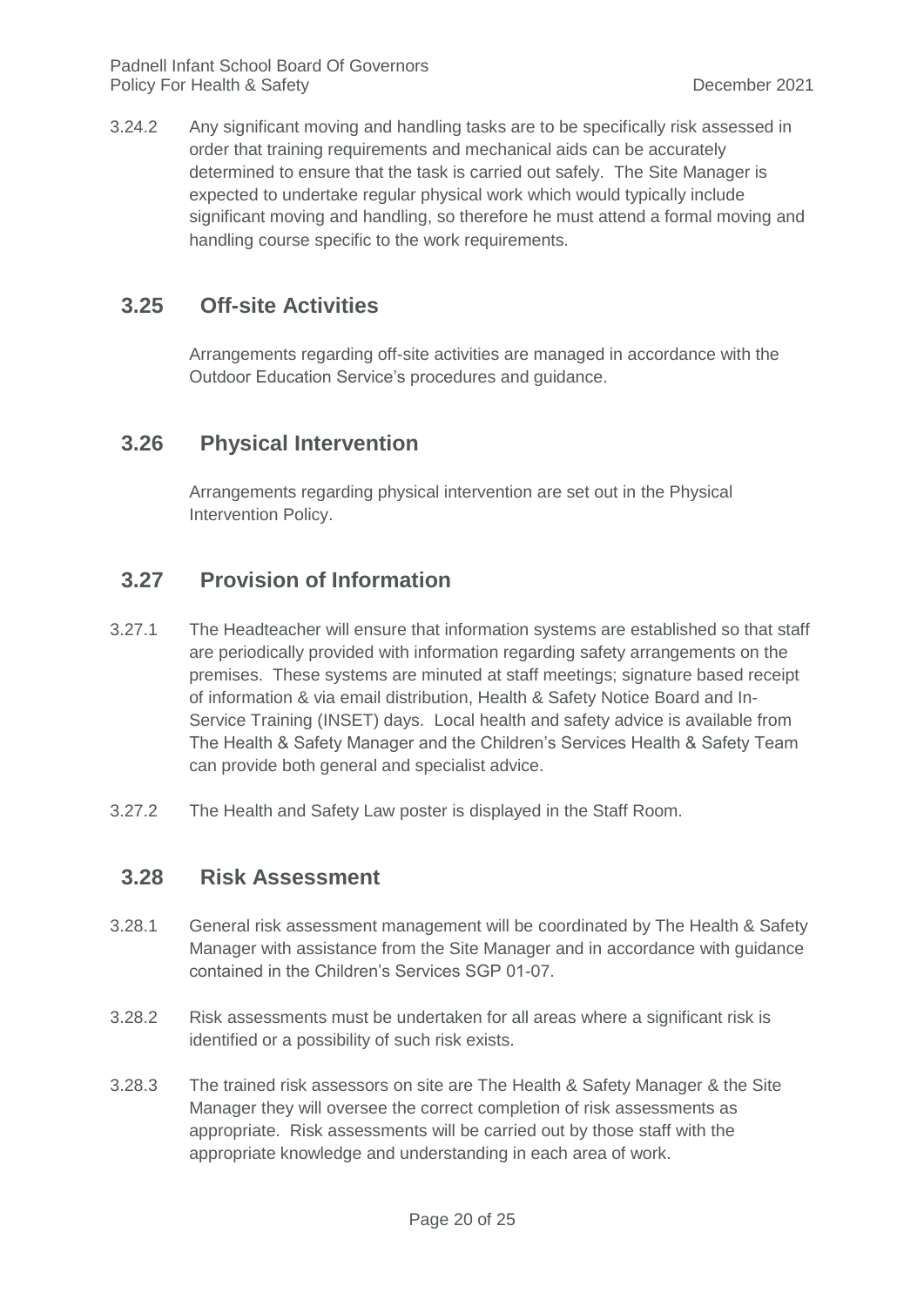3.24.2 Any significant moving and handling tasks are to be specifically risk assessed in order that training requirements and mechanical aids can be accurately determined to ensure that the task is carried out safely. The Site Manager is expected to undertake regular physical work which would typically include significant moving and handling, so therefore he must attend a formal moving and handling course specific to the work requirements.

## 3.25 Off-site Activities

Arrangements regarding off-site activities are managed in accordance with the Outdoor Education Service's procedures and guidance.

## 3.26 Physical Intervention

Arrangements regarding physical intervention are set out in the Physical Intervention Policy.

## 3.27 Provision of Information

3.27.1 The Headteacher will ensure that information systems are established so that staff are periodically provided with information regarding safety arrangements on the premises. These systems are minuted at staff meetings; signature based receipt of information & via email distribution, Health & Safety Notice Board and In-Service Training (INSET) days. Local health and safety advice is available from The Health & Safety Manager and the Children's Services Health & Safety Team can provide both general and specialist advice.

3.27.2 The Health and Safety Law poster is displayed in the Staff Room.

## 3.28 Risk Assessment

3.28.1 General risk assessment management will be coordinated by The Health & Safety Manager with assistance from the Site Manager and in accordance with guidance contained in the Children's Services SGP 01-07.

3.28.2 Risk assessments must be undertaken for all areas where a significant risk is identified or a possibility of such risk exists.

3.28.3 The trained risk assessors on site are The Health & Safety Manager & the Site Manager they will oversee the correct completion of risk assessments as appropriate. Risk assessments will be carried out by those staff with the appropriate knowledge and understanding in each area of work.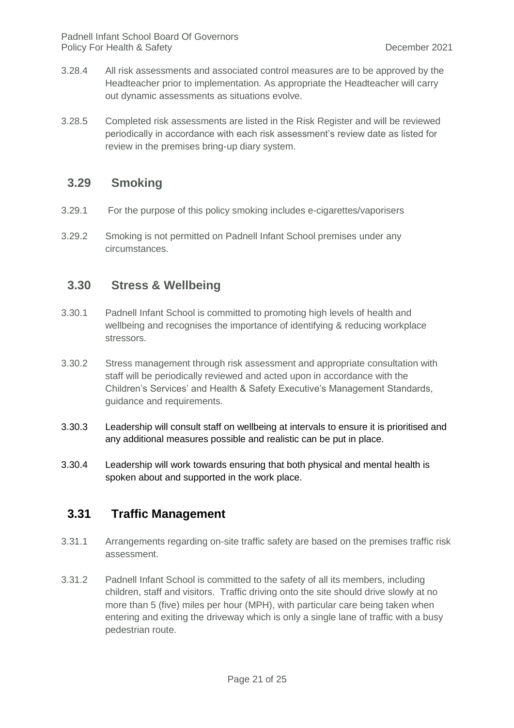3.28.4 All risk assessments and associated control measures are to be approved by the Headteacher prior to implementation. As appropriate the Headteacher will carry out dynamic assessments as situations evolve.

3.28.5 Completed risk assessments are listed in the Risk Register and will be reviewed periodically in accordance with each risk assessment's review date as listed for review in the premises bring-up diary system.

## 3.29 Smoking

3.29.1 For the purpose of this policy smoking includes e-cigarettes/vaporisers

3.29.2 Smoking is not permitted on Padnell Infant School premises under any circumstances.

## 3.30 Stress & Wellbeing

3.30.1 Padnell Infant School is committed to promoting high levels of health and wellbeing and recognises the importance of identifying & reducing workplace stressors.

3.30.2 Stress management through risk assessment and appropriate consultation with staff will be periodically reviewed and acted upon in accordance with the Children's Services' and Health & Safety Executive's Management Standards, guidance and requirements.

3.30.3 Leadership will consult staff on wellbeing at intervals to ensure it is prioritised and any additional measures possible and realistic can be put in place.

3.30.4 Leadership will work towards ensuring that both physical and mental health is spoken about and supported in the work place.

## 3.31 Traffic Management

3.31.1 Arrangements regarding on-site traffic safety are based on the premises traffic risk assessment.

3.31.2 Padnell Infant School is committed to the safety of all its members, including children, staff and visitors. Traffic driving onto the site should drive slowly at no more than 5 (five) miles per hour (MPH), with particular care being taken when entering and exiting the driveway which is only a single lane of traffic with a busy pedestrian route.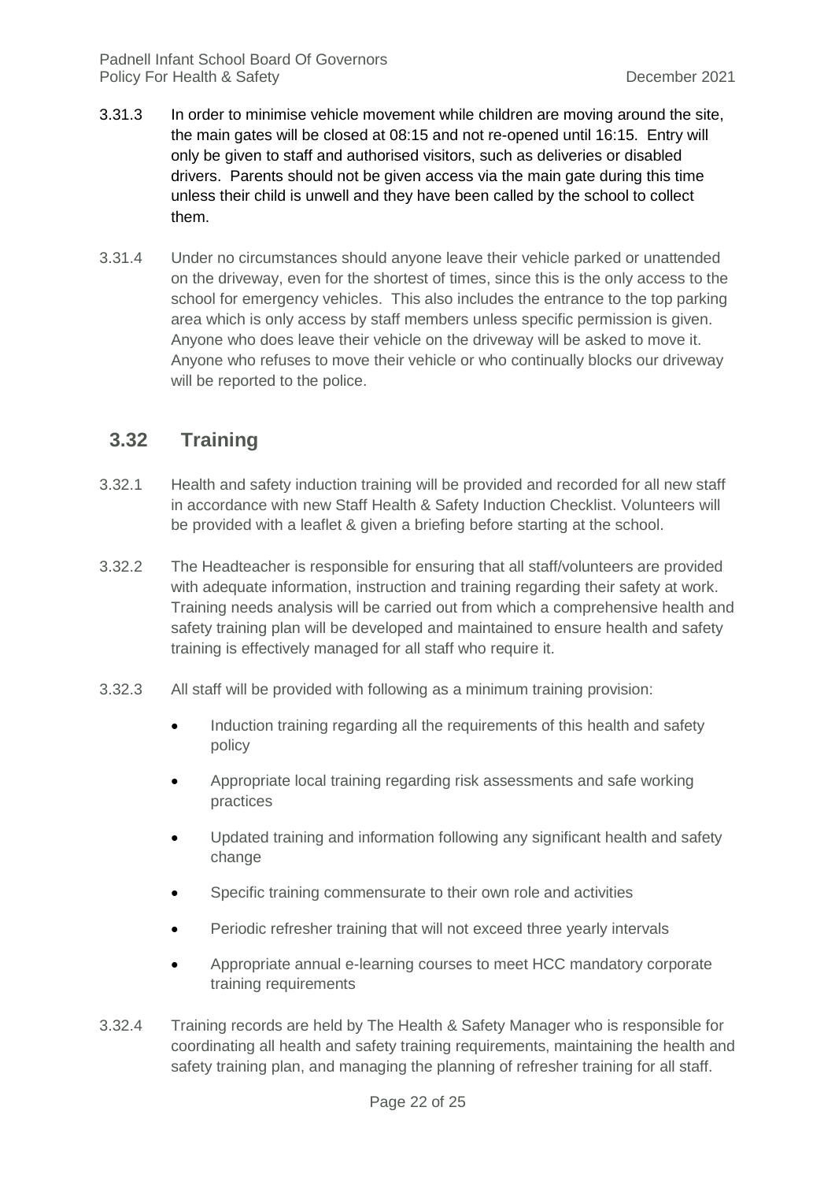3.31.3 In order to minimise vehicle movement while children are moving around the site, the main gates will be closed at 08:15 and not re-opened until 16:15. Entry will only be given to staff and authorised visitors, such as deliveries or disabled drivers. Parents should not be given access via the main gate during this time unless their child is unwell and they have been called by the school to collect them.

3.31.4 Under no circumstances should anyone leave their vehicle parked or unattended on the driveway, even for the shortest of times, since this is the only access to the school for emergency vehicles. This also includes the entrance to the top parking area which is only access by staff members unless specific permission is given. Anyone who does leave their vehicle on the driveway will be asked to move it. Anyone who refuses to move their vehicle or who continually blocks our driveway will be reported to the police.

## 3.32 Training

3.32.1 Health and safety induction training will be provided and recorded for all new staff in accordance with new Staff Health & Safety Induction Checklist. Volunteers will be provided with a leaflet & given a briefing before starting at the school.

3.32.2 The Headteacher is responsible for ensuring that all staff/volunteers are provided with adequate information, instruction and training regarding their safety at work. Training needs analysis will be carried out from which a comprehensive health and safety training plan will be developed and maintained to ensure health and safety training is effectively managed for all staff who require it.

3.32.3 All staff will be provided with following as a minimum training provision:

- Induction training regarding all the requirements of this health and safety policy
- Appropriate local training regarding risk assessments and safe working practices
- Updated training and information following any significant health and safety change
- Specific training commensurate to their own role and activities
- Periodic refresher training that will not exceed three yearly intervals
- Appropriate annual e-learning courses to meet HCC mandatory corporate training requirements

3.32.4 Training records are held by The Health & Safety Manager who is responsible for coordinating all health and safety training requirements, maintaining the health and safety training plan, and managing the planning of refresher training for all staff.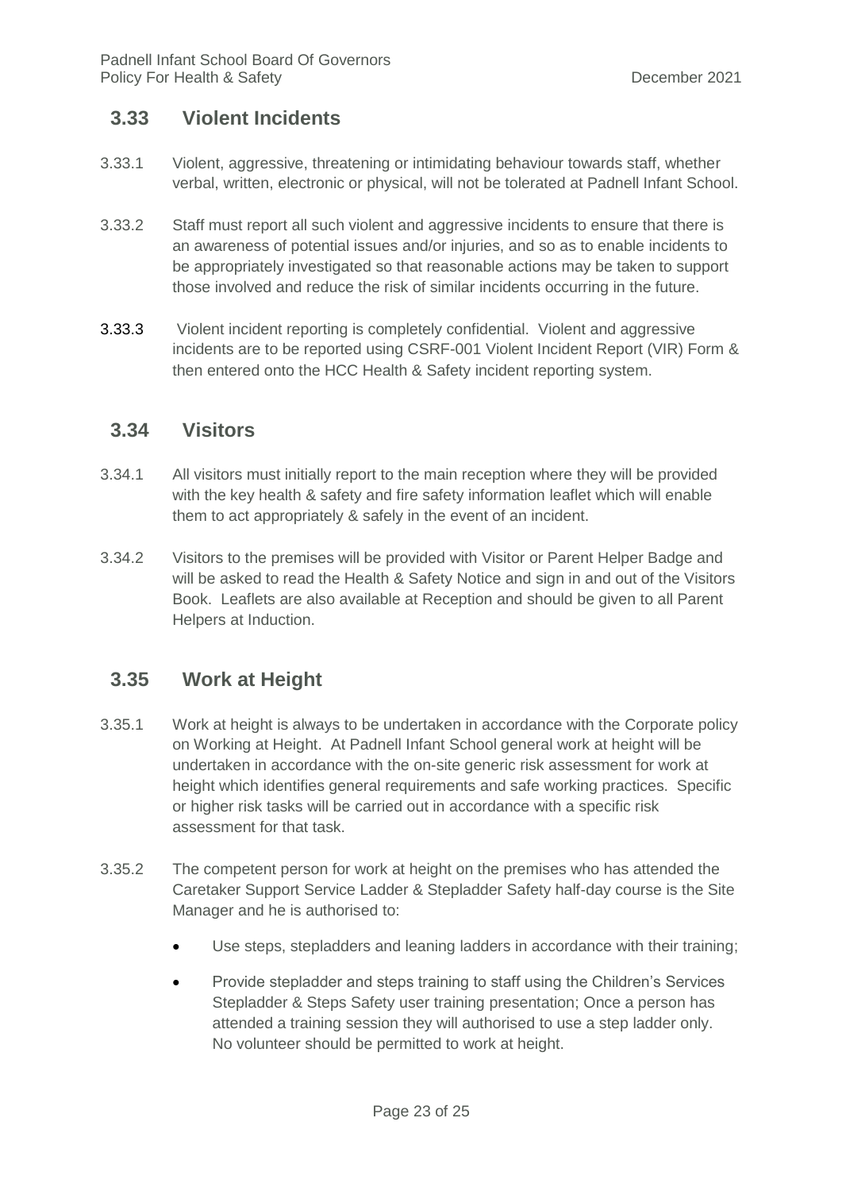## 3.33 Violent Incidents

3.33.1 Violent, aggressive, threatening or intimidating behaviour towards staff, whether verbal, written, electronic or physical, will not be tolerated at Padnell Infant School.

3.33.2 Staff must report all such violent and aggressive incidents to ensure that there is an awareness of potential issues and/or injuries, and so as to enable incidents to be appropriately investigated so that reasonable actions may be taken to support those involved and reduce the risk of similar incidents occurring in the future.

3.33.3 Violent incident reporting is completely confidential. Violent and aggressive incidents are to be reported using CSRF-001 Violent Incident Report (VIR) Form & then entered onto the HCC Health & Safety incident reporting system.

## 3.34 Visitors

3.34.1 All visitors must initially report to the main reception where they will be provided with the key health & safety and fire safety information leaflet which will enable them to act appropriately & safely in the event of an incident.

3.34.2 Visitors to the premises will be provided with Visitor or Parent Helper Badge and will be asked to read the Health & Safety Notice and sign in and out of the Visitors Book. Leaflets are also available at Reception and should be given to all Parent Helpers at Induction.

## 3.35 Work at Height

3.35.1 Work at height is always to be undertaken in accordance with the Corporate policy on Working at Height. At Padnell Infant School general work at height will be undertaken in accordance with the on-site generic risk assessment for work at height which identifies general requirements and safe working practices. Specific or higher risk tasks will be carried out in accordance with a specific risk assessment for that task.

3.35.2 The competent person for work at height on the premises who has attended the Caretaker Support Service Ladder & Stepladder Safety half-day course is the Site Manager and he is authorised to:

- Use steps, stepladders and leaning ladders in accordance with their training;
- Provide stepladder and steps training to staff using the Children's Services Stepladder & Steps Safety user training presentation; Once a person has attended a training session they will authorised to use a step ladder only. No volunteer should be permitted to work at height.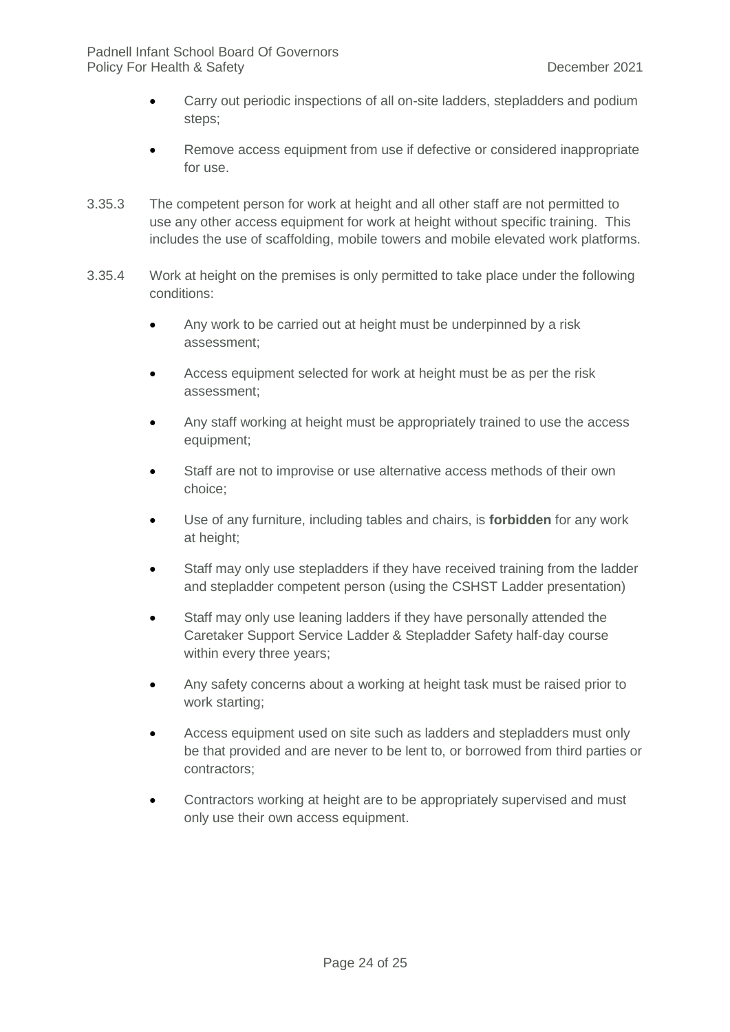- Carry out periodic inspections of all on-site ladders, stepladders and podium steps;
- Remove access equipment from use if defective or considered inappropriate for use.

3.35.3 The competent person for work at height and all other staff are not permitted to use any other access equipment for work at height without specific training. This includes the use of scaffolding, mobile towers and mobile elevated work platforms.

3.35.4 Work at height on the premises is only permitted to take place under the following conditions:

- Any work to be carried out at height must be underpinned by a risk assessment;
- Access equipment selected for work at height must be as per the risk assessment;
- Any staff working at height must be appropriately trained to use the access equipment;
- Staff are not to improvise or use alternative access methods of their own choice;
- Use of any furniture, including tables and chairs, is **forbidden** for any work at height;
- Staff may only use stepladders if they have received training from the ladder and stepladder competent person (using the CSHST Ladder presentation)
- Staff may only use leaning ladders if they have personally attended the Caretaker Support Service Ladder & Stepladder Safety half-day course within every three years;
- Any safety concerns about a working at height task must be raised prior to work starting;
- Access equipment used on site such as ladders and stepladders must only be that provided and are never to be lent to, or borrowed from third parties or contractors;
- Contractors working at height are to be appropriately supervised and must only use their own access equipment.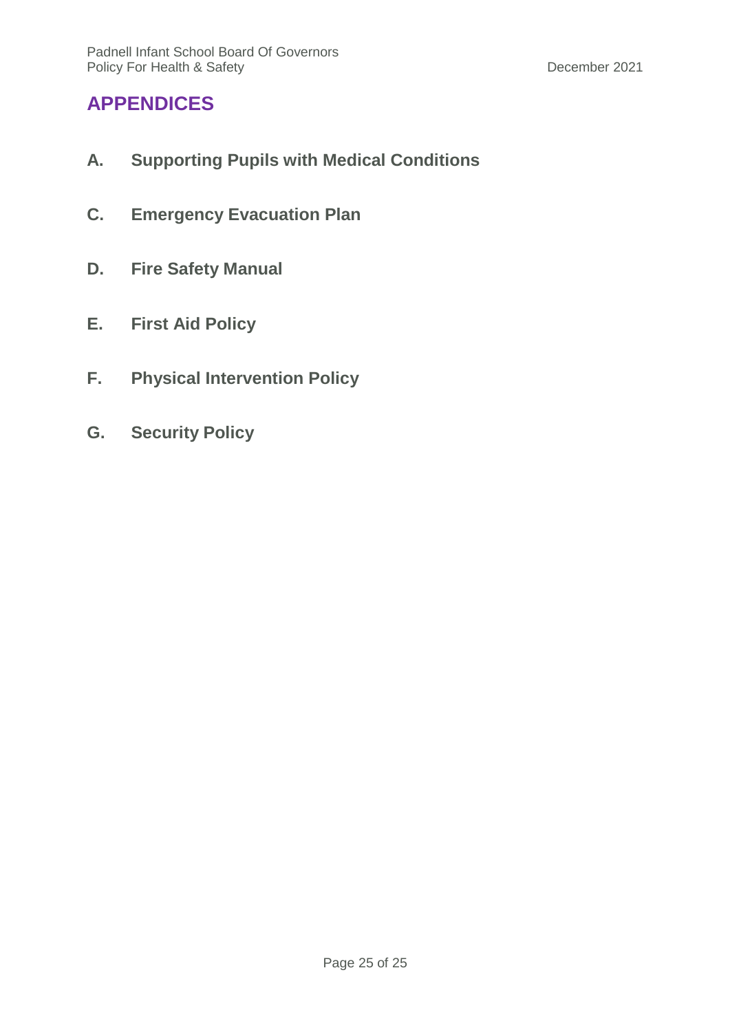## APPENDICES

**A. Supporting Pupils with Medical Conditions**

**C. Emergency Evacuation Plan**

**D. Fire Safety Manual**

**E. First Aid Policy**

**F. Physical Intervention Policy**

**G. Security Policy**